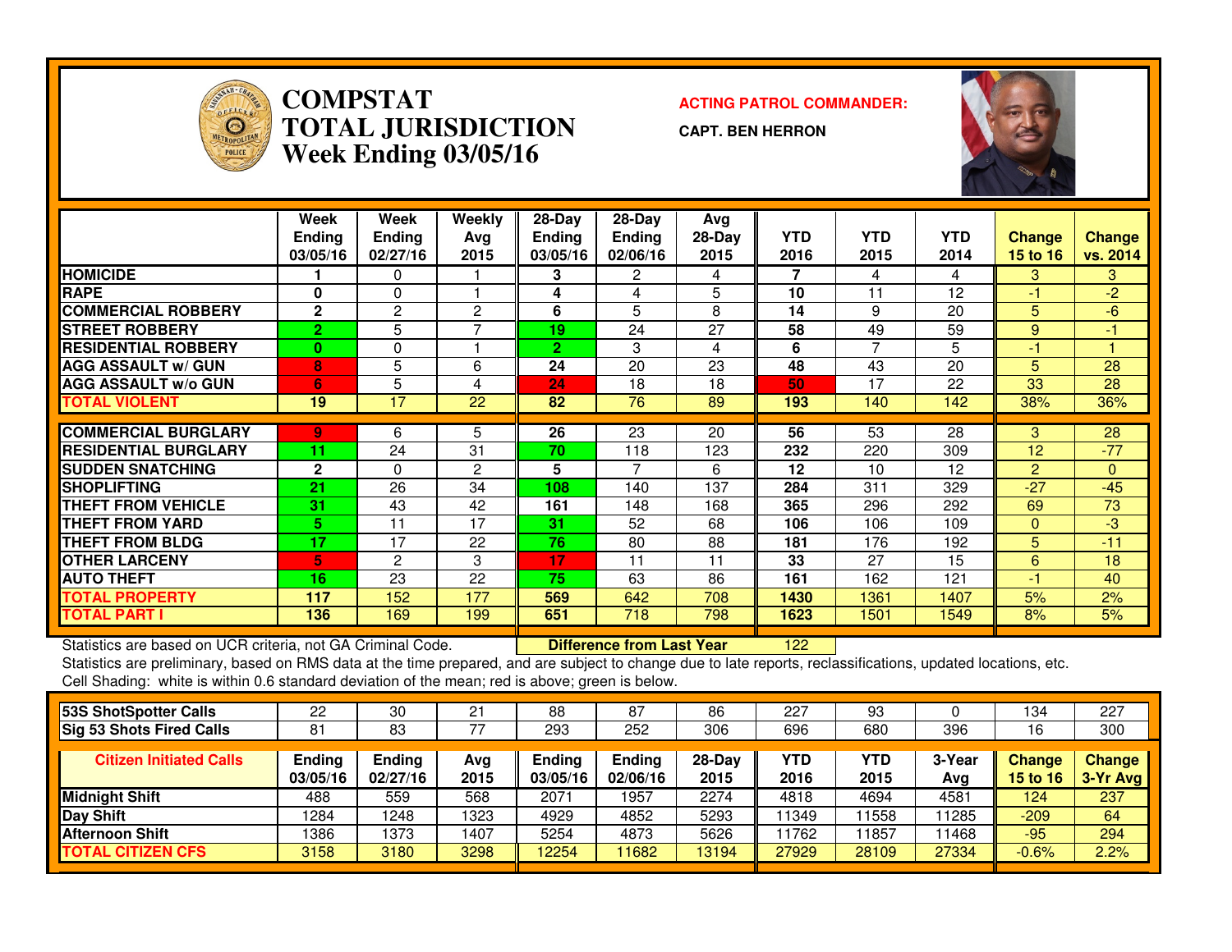# COMPSTAT
# TOTAL JURISDICTION
## Week Ending 03/05/16

**ACTING PATROL COMMANDER:**

**CAPT. BEN HERRON**

| | Week Ending 03/05/16 | Week Ending 02/27/16 | Weekly Avg 2015 | 28-Day Ending 03/05/16 | 28-Day Ending 02/06/16 | Avg 28-Day 2015 | YTD 2016 | YTD 2015 | YTD 2014 | Change 15 to 16 | Change vs. 2014 |
|---|---|---|---|---|---|---|---|---|---|---|---|
| HOMICIDE | 1 | 0 | 1 | 3 | 2 | 4 | 7 | 4 | 4 | 3 | 3 |
| RAPE | 0 | 0 | 1 | 4 | 4 | 5 | 10 | 11 | 12 | -1 | -2 |
| COMMERCIAL ROBBERY | 2 | 2 | 2 | 6 | 5 | 8 | 14 | 9 | 20 | 5 | -6 |
| STREET ROBBERY | 2 | 5 | 7 | 19 | 24 | 27 | 58 | 49 | 59 | 9 | -1 |
| RESIDENTIAL ROBBERY | 0 | 0 | 1 | 2 | 3 | 4 | 6 | 7 | 5 | -1 | 1 |
| AGG ASSAULT w/ GUN | 8 | 5 | 6 | 24 | 20 | 23 | 48 | 43 | 20 | 5 | 28 |
| AGG ASSAULT w/o GUN | 6 | 5 | 4 | 24 | 18 | 18 | 50 | 17 | 22 | 33 | 28 |
| TOTAL VIOLENT | 19 | 17 | 22 | 82 | 76 | 89 | 193 | 140 | 142 | 38% | 36% |
| COMMERCIAL BURGLARY | 9 | 6 | 5 | 26 | 23 | 20 | 56 | 53 | 28 | 3 | 28 |
| RESIDENTIAL BURGLARY | 11 | 24 | 31 | 70 | 118 | 123 | 232 | 220 | 309 | 12 | -77 |
| SUDDEN SNATCHING | 2 | 0 | 2 | 5 | 7 | 6 | 12 | 10 | 12 | 2 | 0 |
| SHOPLIFTING | 21 | 26 | 34 | 108 | 140 | 137 | 284 | 311 | 329 | -27 | -45 |
| THEFT FROM VEHICLE | 31 | 43 | 42 | 161 | 148 | 168 | 365 | 296 | 292 | 69 | 73 |
| THEFT FROM YARD | 5 | 11 | 17 | 31 | 52 | 68 | 106 | 106 | 109 | 0 | -3 |
| THEFT FROM BLDG | 17 | 17 | 22 | 76 | 80 | 88 | 181 | 176 | 192 | 5 | -11 |
| OTHER LARCENY | 5 | 2 | 3 | 17 | 11 | 11 | 33 | 27 | 15 | 6 | 18 |
| AUTO THEFT | 16 | 23 | 22 | 75 | 63 | 86 | 161 | 162 | 121 | -1 | 40 |
| TOTAL PROPERTY | 117 | 152 | 177 | 569 | 642 | 708 | 1430 | 1361 | 1407 | 5% | 2% |
| TOTAL PART I | 136 | 169 | 199 | 651 | 718 | 798 | 1623 | 1501 | 1549 | 8% | 5% |

Statistics are based on UCR criteria, not GA Criminal Code. **Difference from Last Year** 122

Statistics are preliminary, based on RMS data at the time prepared, and are subject to change due to late reports, reclassifications, updated locations, etc.

Cell Shading: white is within 0.6 standard deviation of the mean; red is above; green is below.

| | | | | | | | | | | | |
|---|---|---|---|---|---|---|---|---|---|---|---|
| 53S ShotSpotter Calls | 22 | 30 | 21 | 88 | 87 | 86 | 227 | 93 | 0 | 134 | 227 |
| Sig 53 Shots Fired Calls | 81 | 83 | 77 | 293 | 252 | 306 | 696 | 680 | 396 | 16 | 300 |

| Citizen Initiated Calls | Ending 03/05/16 | Ending 02/27/16 | Avg 2015 | Ending 03/05/16 | Ending 02/06/16 | 28-Day 2015 | YTD 2016 | YTD 2015 | 3-Year Avg | Change 15 to 16 | Change 3-Yr Avg |
|---|---|---|---|---|---|---|---|---|---|---|---|
| Midnight Shift | 488 | 559 | 568 | 2071 | 1957 | 2274 | 4818 | 4694 | 4581 | 124 | 237 |
| Day Shift | 1284 | 1248 | 1323 | 4929 | 4852 | 5293 | 11349 | 11558 | 11285 | -209 | 64 |
| Afternoon Shift | 1386 | 1373 | 1407 | 5254 | 4873 | 5626 | 11762 | 11857 | 11468 | -95 | 294 |
| TOTAL CITIZEN CFS | 3158 | 3180 | 3298 | 12254 | 11682 | 13194 | 27929 | 28109 | 27334 | -0.6% | 2.2% |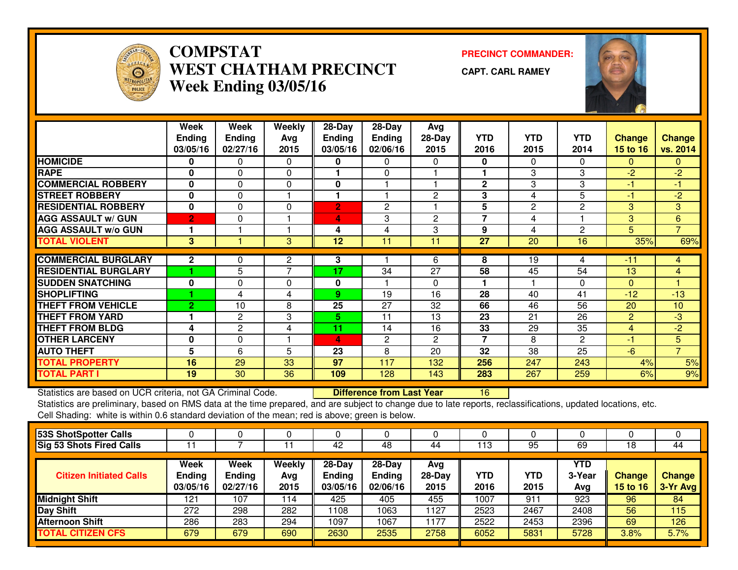# COMPSTAT
# WEST CHATHAM PRECINCT
## Week Ending 03/05/16

**PRECINCT COMMANDER:**

**CAPT. CARL RAMEY**

| | Week Ending 03/05/16 | Week Ending 02/27/16 | Weekly Avg 2015 | 28-Day Ending 03/05/16 | 28-Day Ending 02/06/16 | Avg 28-Day 2015 | YTD 2016 | YTD 2015 | YTD 2014 | Change 15 to 16 | Change vs. 2014 |
|---|---|---|---|---|---|---|---|---|---|---|---|
| HOMICIDE | 0 | 0 | 0 | 0 | 0 | 0 | 0 | 0 | 0 | 0 | 0 |
| RAPE | 0 | 0 | 0 | 1 | 0 | 1 | 1 | 3 | 3 | -2 | -2 |
| COMMERCIAL ROBBERY | 0 | 0 | 0 | 0 | 1 | 1 | 2 | 3 | 3 | -1 | -1 |
| STREET ROBBERY | 0 | 0 | 1 | 1 | 1 | 2 | 3 | 4 | 5 | -1 | -2 |
| RESIDENTIAL ROBBERY | 0 | 0 | 0 | 2 | 2 | 1 | 5 | 2 | 2 | 3 | 3 |
| AGG ASSAULT w/ GUN | 2 | 0 | 1 | 4 | 3 | 2 | 7 | 4 | 1 | 3 | 6 |
| AGG ASSAULT w/o GUN | 1 | 1 | 1 | 4 | 4 | 3 | 9 | 4 | 2 | 5 | 7 |
| TOTAL VIOLENT | 3 | 1 | 3 | 12 | 11 | 11 | 27 | 20 | 16 | 35% | 69% |
| COMMERCIAL BURGLARY | 2 | 0 | 2 | 3 | 1 | 6 | 8 | 19 | 4 | -11 | 4 |
| RESIDENTIAL BURGLARY | 1 | 5 | 7 | 17 | 34 | 27 | 58 | 45 | 54 | 13 | 4 |
| SUDDEN SNATCHING | 0 | 0 | 0 | 0 | 1 | 0 | 1 | 1 | 0 | 0 | 1 |
| SHOPLIFTING | 1 | 4 | 4 | 9 | 19 | 16 | 28 | 40 | 41 | -12 | -13 |
| THEFT FROM VEHICLE | 2 | 10 | 8 | 25 | 27 | 32 | 66 | 46 | 56 | 20 | 10 |
| THEFT FROM YARD | 1 | 2 | 3 | 5 | 11 | 13 | 23 | 21 | 26 | 2 | -3 |
| THEFT FROM BLDG | 4 | 2 | 4 | 11 | 14 | 16 | 33 | 29 | 35 | 4 | -2 |
| OTHER LARCENY | 0 | 0 | 1 | 4 | 2 | 2 | 7 | 8 | 2 | -1 | 5 |
| AUTO THEFT | 5 | 6 | 5 | 23 | 8 | 20 | 32 | 38 | 25 | -6 | 7 |
| TOTAL PROPERTY | 16 | 29 | 33 | 97 | 117 | 132 | 256 | 247 | 243 | 4% | 5% |
| TOTAL PART I | 19 | 30 | 36 | 109 | 128 | 143 | 283 | 267 | 259 | 6% | 9% |

Statistics are based on UCR criteria, not GA Criminal Code. **Difference from Last Year** 16

Statistics are preliminary, based on RMS data at the time prepared, and are subject to change due to late reports, reclassifications, updated locations, etc.

Cell Shading: white is within 0.6 standard deviation of the mean; red is above; green is below.

| | | | | | | | | | | | |
|---|---|---|---|---|---|---|---|---|---|---|---|
| 53S ShotSpotter Calls | 0 | 0 | 0 | 0 | 0 | 0 | 0 | 0 | 0 | 0 | 0 |
| Sig 53 Shots Fired Calls | 11 | 7 | 11 | 42 | 48 | 44 | 113 | 95 | 69 | 18 | 44 |

| Citizen Initiated Calls | Week Ending 03/05/16 | Week Ending 02/27/16 | Weekly Avg 2015 | 28-Day Ending 03/05/16 | 28-Day Ending 02/06/16 | Avg 28-Day 2015 | YTD 2016 | YTD 2015 | YTD 3-Year Avg | Change 15 to 16 | Change 3-Yr Avg |
|---|---|---|---|---|---|---|---|---|---|---|---|
| Midnight Shift | 121 | 107 | 114 | 425 | 405 | 455 | 1007 | 911 | 923 | 96 | 84 |
| Day Shift | 272 | 298 | 282 | 1108 | 1063 | 1127 | 2523 | 2467 | 2408 | 56 | 115 |
| Afternoon Shift | 286 | 283 | 294 | 1097 | 1067 | 1177 | 2522 | 2453 | 2396 | 69 | 126 |
| TOTAL CITIZEN CFS | 679 | 679 | 690 | 2630 | 2535 | 2758 | 6052 | 5831 | 5728 | 3.8% | 5.7% |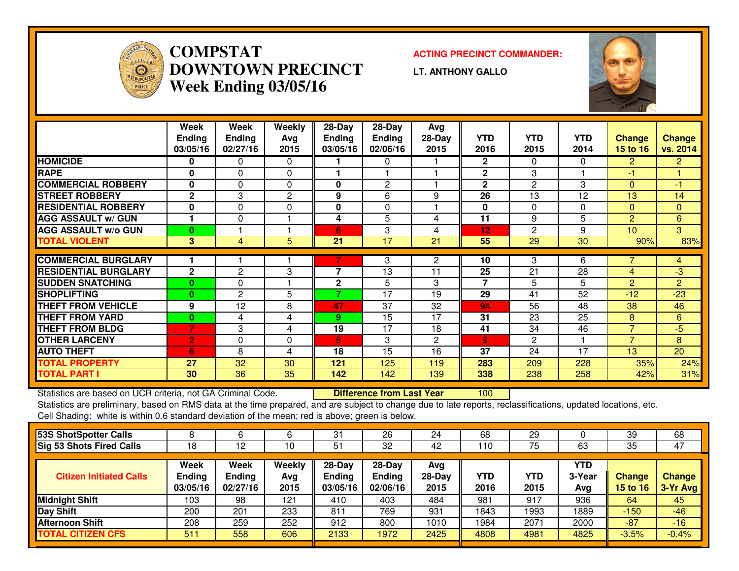# COMPSTAT
# DOWNTOWN PRECINCT
## Week Ending 03/05/16

**ACTING PRECINCT COMMANDER:**

**LT. ANTHONY GALLO**

| | Week Ending 03/05/16 | Week Ending 02/27/16 | Weekly Avg 2015 | 28-Day Ending 03/05/16 | 28-Day Ending 02/06/16 | Avg 28-Day 2015 | YTD 2016 | YTD 2015 | YTD 2014 | Change 15 to 16 | Change vs. 2014 |
|---|---|---|---|---|---|---|---|---|---|---|---|
| HOMICIDE | 0 | 0 | 0 | 1 | 0 | 1 | 2 | 0 | 0 | 2 | 2 |
| RAPE | 0 | 0 | 0 | 1 | 1 | 1 | 2 | 3 | 1 | -1 | 1 |
| COMMERCIAL ROBBERY | 0 | 0 | 0 | 0 | 2 | 1 | 2 | 2 | 3 | 0 | -1 |
| STREET ROBBERY | 2 | 3 | 2 | 9 | 6 | 9 | 26 | 13 | 12 | 13 | 14 |
| RESIDENTIAL ROBBERY | 0 | 0 | 0 | 0 | 0 | 1 | 0 | 0 | 0 | 0 | 0 |
| AGG ASSAULT w/ GUN | 1 | 0 | 1 | 4 | 5 | 4 | 11 | 9 | 5 | 2 | 6 |
| AGG ASSAULT w/o GUN | 0 | 1 | 1 | 6 | 3 | 4 | 12 | 2 | 9 | 10 | 3 |
| TOTAL VIOLENT | 3 | 4 | 5 | 21 | 17 | 21 | 55 | 29 | 30 | 90% | 83% |
| COMMERCIAL BURGLARY | 1 | 1 | 1 | 7 | 3 | 2 | 10 | 3 | 6 | 7 | 4 |
| RESIDENTIAL BURGLARY | 2 | 2 | 3 | 7 | 13 | 11 | 25 | 21 | 28 | 4 | -3 |
| SUDDEN SNATCHING | 0 | 0 | 1 | 2 | 5 | 3 | 7 | 5 | 5 | 2 | 2 |
| SHOPLIFTING | 0 | 2 | 5 | 7 | 17 | 19 | 29 | 41 | 52 | -12 | -23 |
| THEFT FROM VEHICLE | 9 | 12 | 8 | 47 | 37 | 32 | 94 | 56 | 48 | 38 | 46 |
| THEFT FROM YARD | 0 | 4 | 4 | 9 | 15 | 17 | 31 | 23 | 25 | 8 | 6 |
| THEFT FROM BLDG | 7 | 3 | 4 | 19 | 17 | 18 | 41 | 34 | 46 | 7 | -5 |
| OTHER LARCENY | 2 | 0 | 0 | 5 | 3 | 2 | 9 | 2 | 1 | 7 | 8 |
| AUTO THEFT | 6 | 8 | 4 | 18 | 15 | 16 | 37 | 24 | 17 | 13 | 20 |
| TOTAL PROPERTY | 27 | 32 | 30 | 121 | 125 | 119 | 283 | 209 | 228 | 35% | 24% |
| TOTAL PART I | 30 | 36 | 35 | 142 | 142 | 139 | 338 | 238 | 258 | 42% | 31% |

Statistics are based on UCR criteria, not GA Criminal Code. **Difference from Last Year** 100

Statistics are preliminary, based on RMS data at the time prepared, and are subject to change due to late reports, reclassifications, updated locations, etc.

Cell Shading: white is within 0.6 standard deviation of the mean; red is above; green is below.

| | | | | | | | | | | | |
|---|---|---|---|---|---|---|---|---|---|---|---|
| 53S ShotSpotter Calls | 8 | 6 | 6 | 31 | 26 | 24 | 68 | 29 | 0 | 39 | 68 |
| Sig 53 Shots Fired Calls | 18 | 12 | 10 | 51 | 32 | 42 | 110 | 75 | 63 | 35 | 47 |

| Citizen Initiated Calls | Week Ending 03/05/16 | Week Ending 02/27/16 | Weekly Avg 2015 | 28-Day Ending 03/05/16 | 28-Day Ending 02/06/16 | Avg 28-Day 2015 | YTD 2016 | YTD 2015 | YTD 3-Year Avg | Change 15 to 16 | Change 3-Yr Avg |
|---|---|---|---|---|---|---|---|---|---|---|---|
| Midnight Shift | 103 | 98 | 121 | 410 | 403 | 484 | 981 | 917 | 936 | 64 | 45 |
| Day Shift | 200 | 201 | 233 | 811 | 769 | 931 | 1843 | 1993 | 1889 | -150 | -46 |
| Afternoon Shift | 208 | 259 | 252 | 912 | 800 | 1010 | 1984 | 2071 | 2000 | -87 | -16 |
| TOTAL CITIZEN CFS | 511 | 558 | 606 | 2133 | 1972 | 2425 | 4808 | 4981 | 4825 | -3.5% | -0.4% |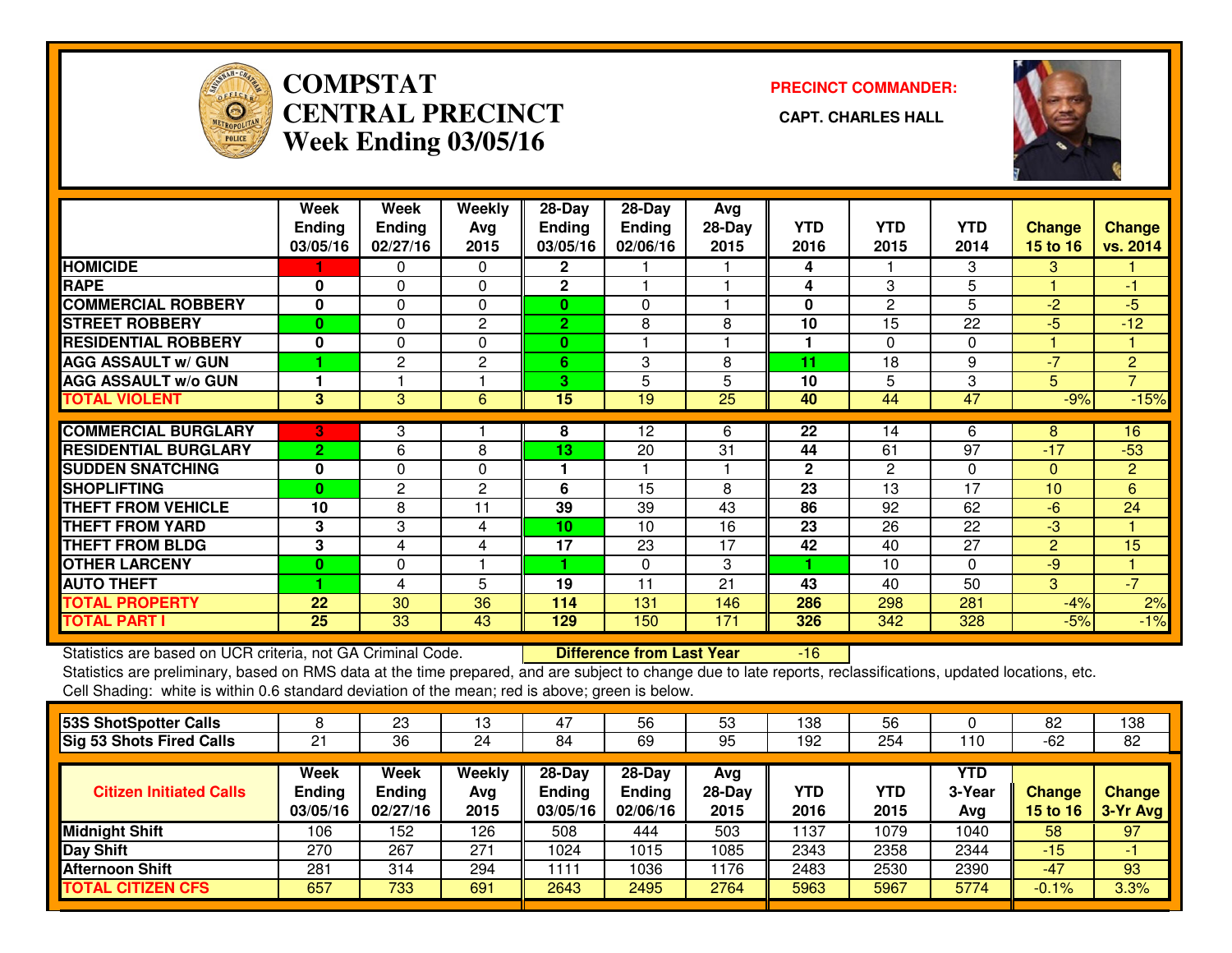# COMPSTAT
# CENTRAL PRECINCT
# Week Ending 03/05/16

**PRECINCT COMMANDER:**

**CAPT. CHARLES HALL**

| | Week Ending 03/05/16 | Week Ending 02/27/16 | Weekly Avg 2015 | 28-Day Ending 03/05/16 | 28-Day Ending 02/06/16 | Avg 28-Day 2015 | YTD 2016 | YTD 2015 | YTD 2014 | Change 15 to 16 | Change vs. 2014 |
|---|---|---|---|---|---|---|---|---|---|---|---|
| HOMICIDE | 1 | 0 | 0 | 2 | 1 | 1 | 4 | 1 | 3 | 3 | 1 |
| RAPE | 0 | 0 | 0 | 2 | 1 | 1 | 4 | 3 | 5 | 1 | -1 |
| COMMERCIAL ROBBERY | 0 | 0 | 0 | 0 | 0 | 1 | 0 | 2 | 5 | -2 | -5 |
| STREET ROBBERY | 0 | 0 | 2 | 2 | 8 | 8 | 10 | 15 | 22 | -5 | -12 |
| RESIDENTIAL ROBBERY | 0 | 0 | 0 | 0 | 1 | 1 | 1 | 0 | 0 | 1 | 1 |
| AGG ASSAULT w/ GUN | 1 | 2 | 2 | 6 | 3 | 8 | 11 | 18 | 9 | -7 | 2 |
| AGG ASSAULT w/o GUN | 1 | 1 | 1 | 3 | 5 | 5 | 10 | 5 | 3 | 5 | 7 |
| TOTAL VIOLENT | 3 | 3 | 6 | 15 | 19 | 25 | 40 | 44 | 47 | -9% | -15% |
| COMMERCIAL BURGLARY | 3 | 3 | 1 | 8 | 12 | 6 | 22 | 14 | 6 | 8 | 16 |
| RESIDENTIAL BURGLARY | 2 | 6 | 8 | 13 | 20 | 31 | 44 | 61 | 97 | -17 | -53 |
| SUDDEN SNATCHING | 0 | 0 | 0 | 1 | 1 | 1 | 2 | 2 | 0 | 0 | 2 |
| SHOPLIFTING | 0 | 2 | 2 | 6 | 15 | 8 | 23 | 13 | 17 | 10 | 6 |
| THEFT FROM VEHICLE | 10 | 8 | 11 | 39 | 39 | 43 | 86 | 92 | 62 | -6 | 24 |
| THEFT FROM YARD | 3 | 3 | 4 | 10 | 10 | 16 | 23 | 26 | 22 | -3 | 1 |
| THEFT FROM BLDG | 3 | 4 | 4 | 17 | 23 | 17 | 42 | 40 | 27 | 2 | 15 |
| OTHER LARCENY | 0 | 0 | 1 | 1 | 0 | 3 | 1 | 10 | 0 | -9 | 1 |
| AUTO THEFT | 1 | 4 | 5 | 19 | 11 | 21 | 43 | 40 | 50 | 3 | -7 |
| TOTAL PROPERTY | 22 | 30 | 36 | 114 | 131 | 146 | 286 | 298 | 281 | -4% | 2% |
| TOTAL PART I | 25 | 33 | 43 | 129 | 150 | 171 | 326 | 342 | 328 | -5% | -1% |

Statistics are based on UCR criteria, not GA Criminal Code. **Difference from Last Year** -16

Statistics are preliminary, based on RMS data at the time prepared, and are subject to change due to late reports, reclassifications, updated locations, etc.

Cell Shading: white is within 0.6 standard deviation of the mean; red is above; green is below.

| | | | | | | | | | | | |
|---|---|---|---|---|---|---|---|---|---|---|---|
| 53S ShotSpotter Calls | 8 | 23 | 13 | 47 | 56 | 53 | 138 | 56 | 0 | 82 | 138 |
| Sig 53 Shots Fired Calls | 21 | 36 | 24 | 84 | 69 | 95 | 192 | 254 | 110 | -62 | 82 |

| Citizen Initiated Calls | Week Ending 03/05/16 | Week Ending 02/27/16 | Weekly Avg 2015 | 28-Day Ending 03/05/16 | 28-Day Ending 02/06/16 | Avg 28-Day 2015 | YTD 2016 | YTD 2015 | YTD 3-Year Avg | Change 15 to 16 | Change 3-Yr Avg |
|---|---|---|---|---|---|---|---|---|---|---|---|
| Midnight Shift | 106 | 152 | 126 | 508 | 444 | 503 | 1137 | 1079 | 1040 | 58 | 97 |
| Day Shift | 270 | 267 | 271 | 1024 | 1015 | 1085 | 2343 | 2358 | 2344 | -15 | -1 |
| Afternoon Shift | 281 | 314 | 294 | 1111 | 1036 | 1176 | 2483 | 2530 | 2390 | -47 | 93 |
| TOTAL CITIZEN CFS | 657 | 733 | 691 | 2643 | 2495 | 2764 | 5963 | 5967 | 5774 | -0.1% | 3.3% |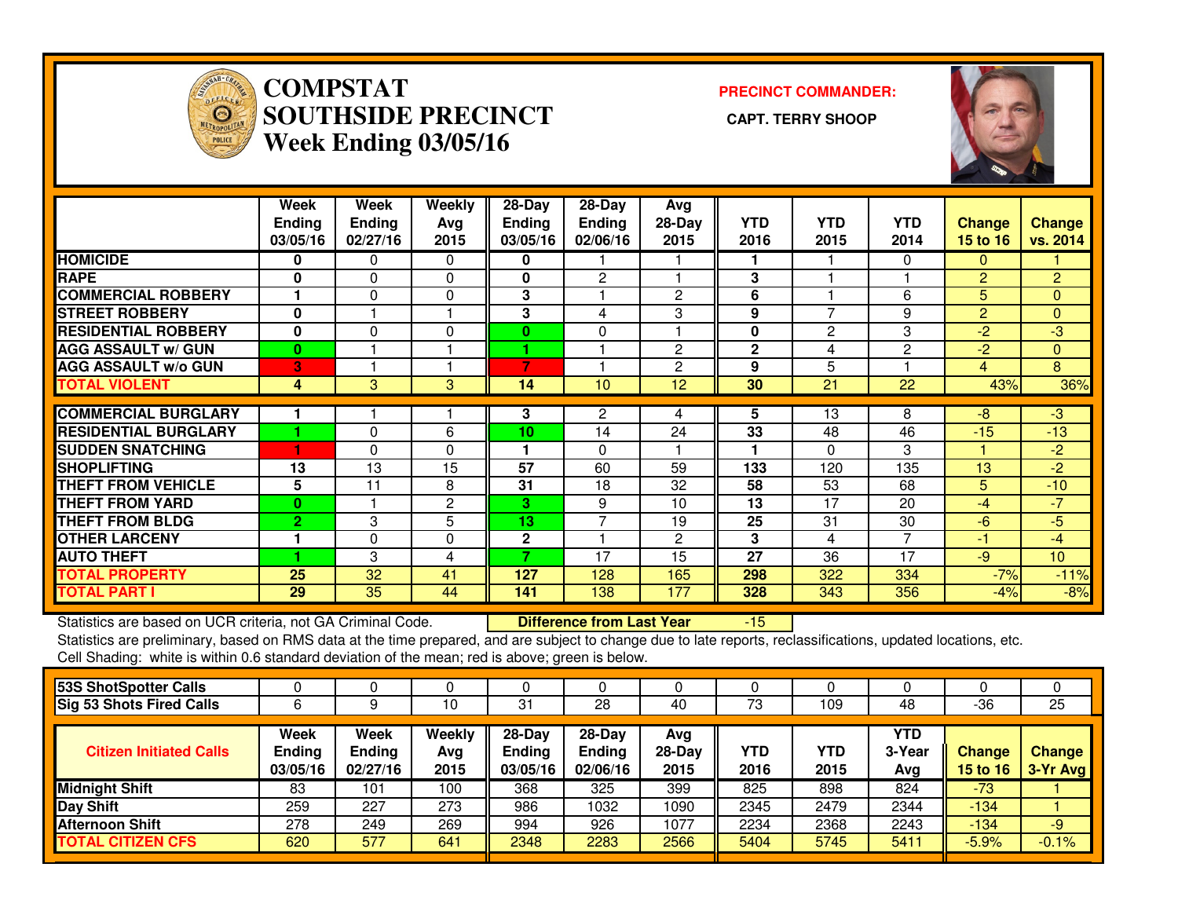# COMPSTAT
# SOUTHSIDE PRECINCT
# Week Ending 03/05/16

**PRECINCT COMMANDER:**

**CAPT. TERRY SHOOP**

| | Week Ending 03/05/16 | Week Ending 02/27/16 | Weekly Avg 2015 | 28-Day Ending 03/05/16 | 28-Day Ending 02/06/16 | Avg 28-Day 2015 | YTD 2016 | YTD 2015 | YTD 2014 | Change 15 to 16 | Change vs. 2014 |
|---|---|---|---|---|---|---|---|---|---|---|---|
| HOMICIDE | 0 | 0 | 0 | 0 | 1 | 1 | 1 | 1 | 0 | 0 | 1 |
| RAPE | 0 | 0 | 0 | 0 | 2 | 1 | 3 | 1 | 1 | 2 | 2 |
| COMMERCIAL ROBBERY | 1 | 0 | 0 | 3 | 1 | 2 | 6 | 1 | 6 | 5 | 0 |
| STREET ROBBERY | 0 | 1 | 1 | 3 | 4 | 3 | 9 | 7 | 9 | 2 | 0 |
| RESIDENTIAL ROBBERY | 0 | 0 | 0 | 0 | 0 | 1 | 0 | 2 | 3 | -2 | -3 |
| AGG ASSAULT w/ GUN | 0 | 1 | 1 | 1 | 1 | 2 | 2 | 4 | 2 | -2 | 0 |
| AGG ASSAULT w/o GUN | 3 | 1 | 1 | 7 | 1 | 2 | 9 | 5 | 1 | 4 | 8 |
| TOTAL VIOLENT | 4 | 3 | 3 | 14 | 10 | 12 | 30 | 21 | 22 | 43% | 36% |
| COMMERCIAL BURGLARY | 1 | 1 | 1 | 3 | 2 | 4 | 5 | 13 | 8 | -8 | -3 |
| RESIDENTIAL BURGLARY | 1 | 0 | 6 | 10 | 14 | 24 | 33 | 48 | 46 | -15 | -13 |
| SUDDEN SNATCHING | 1 | 0 | 0 | 1 | 0 | 1 | 1 | 0 | 3 | 1 | -2 |
| SHOPLIFTING | 13 | 13 | 15 | 57 | 60 | 59 | 133 | 120 | 135 | 13 | -2 |
| THEFT FROM VEHICLE | 5 | 11 | 8 | 31 | 18 | 32 | 58 | 53 | 68 | 5 | -10 |
| THEFT FROM YARD | 0 | 1 | 2 | 3 | 9 | 10 | 13 | 17 | 20 | -4 | -7 |
| THEFT FROM BLDG | 2 | 3 | 5 | 13 | 7 | 19 | 25 | 31 | 30 | -6 | -5 |
| OTHER LARCENY | 1 | 0 | 0 | 2 | 1 | 2 | 3 | 4 | 7 | -1 | -4 |
| AUTO THEFT | 1 | 3 | 4 | 7 | 17 | 15 | 27 | 36 | 17 | -9 | 10 |
| TOTAL PROPERTY | 25 | 32 | 41 | 127 | 128 | 165 | 298 | 322 | 334 | -7% | -11% |
| TOTAL PART I | 29 | 35 | 44 | 141 | 138 | 177 | 328 | 343 | 356 | -4% | -8% |

Statistics are based on UCR criteria, not GA Criminal Code. **Difference from Last Year** -15

Statistics are preliminary, based on RMS data at the time prepared, and are subject to change due to late reports, reclassifications, updated locations, etc.

Cell Shading: white is within 0.6 standard deviation of the mean; red is above; green is below.

| | | | | | | | | | | | |
|---|---|---|---|---|---|---|---|---|---|---|---|
| 53S ShotSpotter Calls | 0 | 0 | 0 | 0 | 0 | 0 | 0 | 0 | 0 | 0 | 0 |
| Sig 53 Shots Fired Calls | 6 | 9 | 10 | 31 | 28 | 40 | 73 | 109 | 48 | -36 | 25 |

| Citizen Initiated Calls | Week Ending 03/05/16 | Week Ending 02/27/16 | Weekly Avg 2015 | 28-Day Ending 03/05/16 | 28-Day Ending 02/06/16 | Avg 28-Day 2015 | YTD 2016 | YTD 2015 | YTD 3-Year Avg | Change 15 to 16 | Change 3-Yr Avg |
|---|---|---|---|---|---|---|---|---|---|---|---|
| Midnight Shift | 83 | 101 | 100 | 368 | 325 | 399 | 825 | 898 | 824 | -73 | 1 |
| Day Shift | 259 | 227 | 273 | 986 | 1032 | 1090 | 2345 | 2479 | 2344 | -134 | 1 |
| Afternoon Shift | 278 | 249 | 269 | 994 | 926 | 1077 | 2234 | 2368 | 2243 | -134 | -9 |
| TOTAL CITIZEN CFS | 620 | 577 | 641 | 2348 | 2283 | 2566 | 5404 | 5745 | 5411 | -5.9% | -0.1% |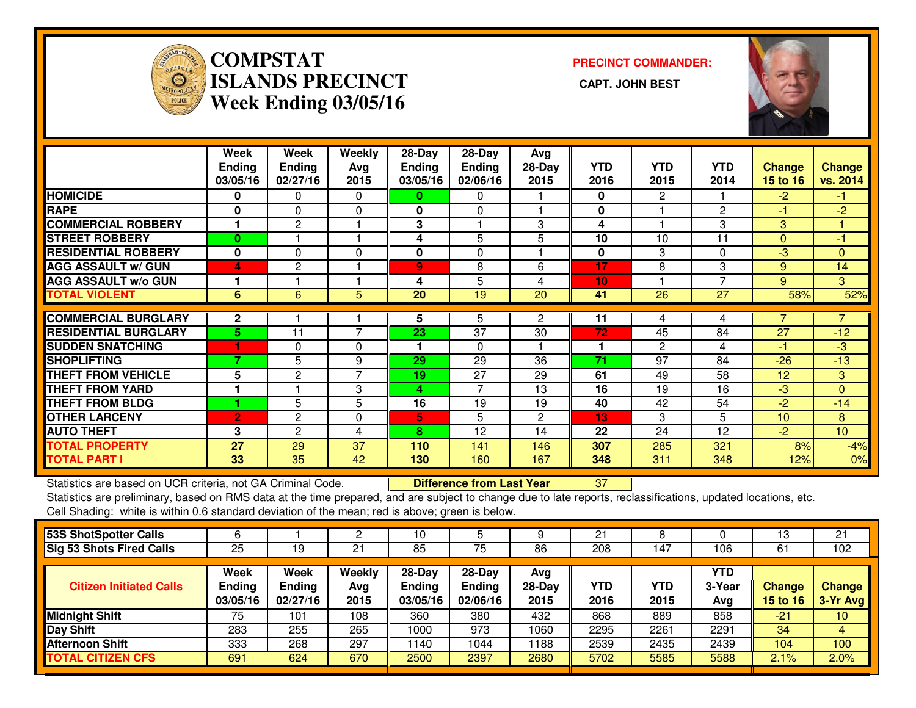# COMPSTAT ISLANDS PRECINCT Week Ending 03/05/16

**PRECINCT COMMANDER:**

**CAPT. JOHN BEST**

| | Week Ending 03/05/16 | Week Ending 02/27/16 | Weekly Avg 2015 | 28-Day Ending 03/05/16 | 28-Day Ending 02/06/16 | Avg 28-Day 2015 | YTD 2016 | YTD 2015 | YTD 2014 | Change 15 to 16 | Change vs. 2014 |
|---|---|---|---|---|---|---|---|---|---|---|---|
| HOMICIDE | 0 | 0 | 0 | 0 | 0 | 1 | 0 | 2 | 1 | -2 | -1 |
| RAPE | 0 | 0 | 0 | 0 | 0 | 1 | 0 | 1 | 2 | -1 | -2 |
| COMMERCIAL ROBBERY | 1 | 2 | 1 | 3 | 1 | 3 | 4 | 1 | 3 | 3 | 1 |
| STREET ROBBERY | 0 | 1 | 1 | 4 | 5 | 5 | 10 | 10 | 11 | 0 | -1 |
| RESIDENTIAL ROBBERY | 0 | 0 | 0 | 0 | 0 | 1 | 0 | 3 | 0 | -3 | 0 |
| AGG ASSAULT w/ GUN | 4 | 2 | 1 | 9 | 8 | 6 | 17 | 8 | 3 | 9 | 14 |
| AGG ASSAULT w/o GUN | 1 | 1 | 1 | 4 | 5 | 4 | 10 | 1 | 7 | 9 | 3 |
| TOTAL VIOLENT | 6 | 6 | 5 | 20 | 19 | 20 | 41 | 26 | 27 | 58% | 52% |
| COMMERCIAL BURGLARY | 2 | 1 | 1 | 5 | 5 | 2 | 11 | 4 | 4 | 7 | 7 |
| RESIDENTIAL BURGLARY | 5 | 11 | 7 | 23 | 37 | 30 | 72 | 45 | 84 | 27 | -12 |
| SUDDEN SNATCHING | 1 | 0 | 0 | 1 | 0 | 1 | 1 | 2 | 4 | -1 | -3 |
| SHOPLIFTING | 7 | 5 | 9 | 29 | 29 | 36 | 71 | 97 | 84 | -26 | -13 |
| THEFT FROM VEHICLE | 5 | 2 | 7 | 19 | 27 | 29 | 61 | 49 | 58 | 12 | 3 |
| THEFT FROM YARD | 1 | 1 | 3 | 4 | 7 | 13 | 16 | 19 | 16 | -3 | 0 |
| THEFT FROM BLDG | 1 | 5 | 5 | 16 | 19 | 19 | 40 | 42 | 54 | -2 | -14 |
| OTHER LARCENY | 2 | 2 | 0 | 5 | 5 | 2 | 13 | 3 | 5 | 10 | 8 |
| AUTO THEFT | 3 | 2 | 4 | 8 | 12 | 14 | 22 | 24 | 12 | -2 | 10 |
| TOTAL PROPERTY | 27 | 29 | 37 | 110 | 141 | 146 | 307 | 285 | 321 | 8% | -4% |
| TOTAL PART I | 33 | 35 | 42 | 130 | 160 | 167 | 348 | 311 | 348 | 12% | 0% |

Statistics are based on UCR criteria, not GA Criminal Code. **Difference from Last Year** 37

Statistics are preliminary, based on RMS data at the time prepared, and are subject to change due to late reports, reclassifications, updated locations, etc.

Cell Shading: white is within 0.6 standard deviation of the mean; red is above; green is below.

| | | | | | | | | | | | |
|---|---|---|---|---|---|---|---|---|---|---|---|
| 53S ShotSpotter Calls | 6 | 1 | 2 | 10 | 5 | 9 | 21 | 8 | 0 | 13 | 21 |
| Sig 53 Shots Fired Calls | 25 | 19 | 21 | 85 | 75 | 86 | 208 | 147 | 106 | 61 | 102 |

| Citizen Initiated Calls | Week Ending 03/05/16 | Week Ending 02/27/16 | Weekly Avg 2015 | 28-Day Ending 03/05/16 | 28-Day Ending 02/06/16 | Avg 28-Day 2015 | YTD 2016 | YTD 2015 | YTD 3-Year Avg | Change 15 to 16 | Change 3-Yr Avg |
|---|---|---|---|---|---|---|---|---|---|---|---|
| Midnight Shift | 75 | 101 | 108 | 360 | 380 | 432 | 868 | 889 | 858 | -21 | 10 |
| Day Shift | 283 | 255 | 265 | 1000 | 973 | 1060 | 2295 | 2261 | 2291 | 34 | 4 |
| Afternoon Shift | 333 | 268 | 297 | 1140 | 1044 | 1188 | 2539 | 2435 | 2439 | 104 | 100 |
| TOTAL CITIZEN CFS | 691 | 624 | 670 | 2500 | 2397 | 2680 | 5702 | 5585 | 5588 | 2.1% | 2.0% |